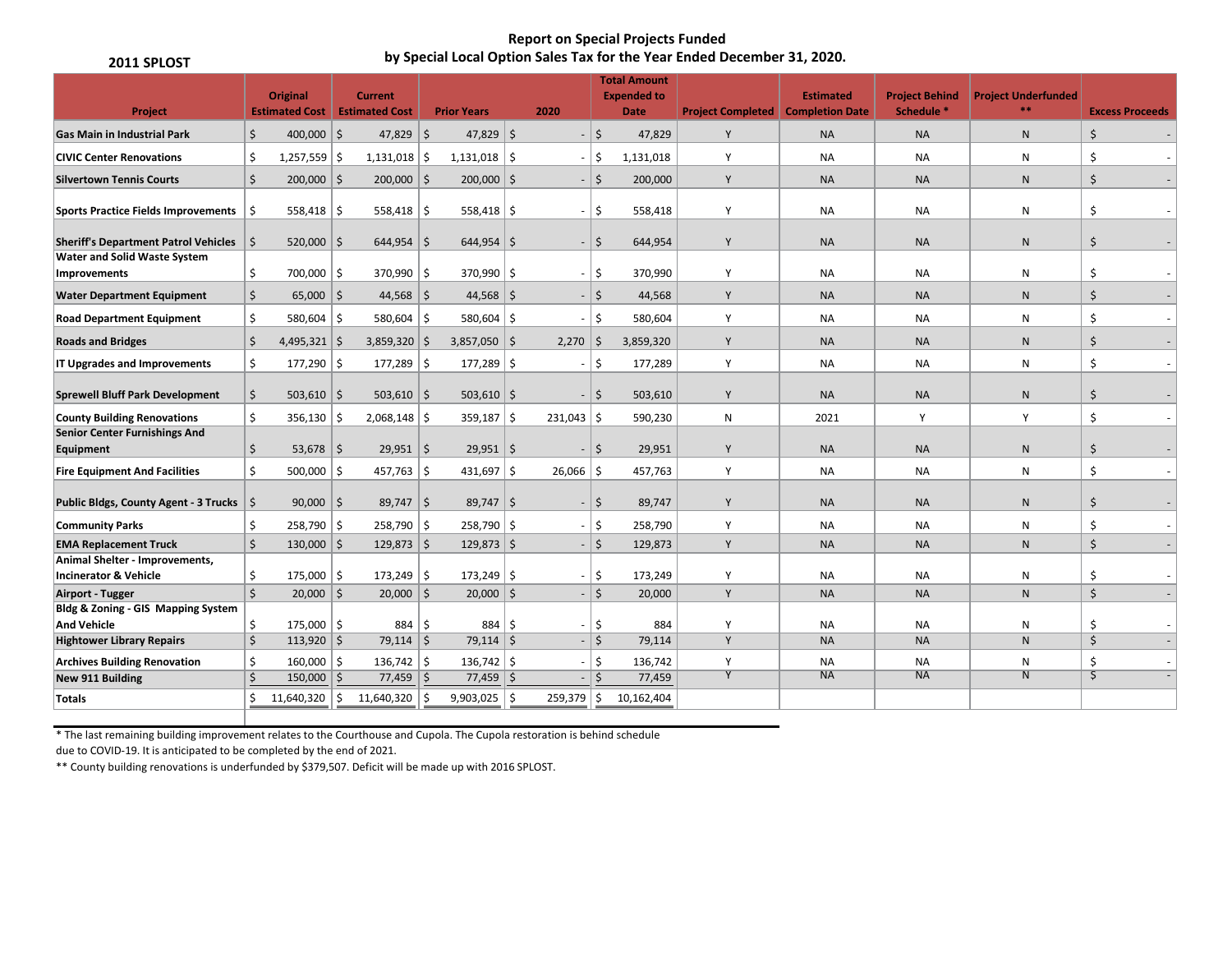**2011 SPLOST**

## Report on Special Projects Funded by Special Local Option Sales Tax for the Year Ended December 31, 2020.

| Project | Original Estimated Cost | Current Estimated Cost | Prior Years | 2020 | Total Amount Expended to Date | Project Completed | Estimated Completion Date | Project Behind Schedule * | Project Underfunded ** | Excess Proceeds |
|---|---|---|---|---|---|---|---|---|---|---|
| Gas Main in Industrial Park | $ 400,000 | $ 47,829 | $ 47,829 | $ - | $ 47,829 | Y | NA | NA | N | $ - |
| CIVIC Center Renovations | $ 1,257,559 | $ 1,131,018 | $ 1,131,018 | $ - | $ 1,131,018 | Y | NA | NA | N | $ - |
| Silvertown Tennis Courts | $ 200,000 | $ 200,000 | $ 200,000 | $ - | $ 200,000 | Y | NA | NA | N | $ - |
| Sports Practice Fields Improvements | $ 558,418 | $ 558,418 | $ 558,418 | $ - | $ 558,418 | Y | NA | NA | N | $ - |
| Sheriff's Department Patrol Vehicles | $ 520,000 | $ 644,954 | $ 644,954 | $ - | $ 644,954 | Y | NA | NA | N | $ - |
| Water and Solid Waste System Improvements | $ 700,000 | $ 370,990 | $ 370,990 | $ - | $ 370,990 | Y | NA | NA | N | $ - |
| Water Department Equipment | $ 65,000 | $ 44,568 | $ 44,568 | $ - | $ 44,568 | Y | NA | NA | N | $ - |
| Road Department Equipment | $ 580,604 | $ 580,604 | $ 580,604 | $ - | $ 580,604 | Y | NA | NA | N | $ - |
| Roads and Bridges | $ 4,495,321 | $ 3,859,320 | $ 3,857,050 | $ 2,270 | $ 3,859,320 | Y | NA | NA | N | $ - |
| IT Upgrades and Improvements | $ 177,290 | $ 177,289 | $ 177,289 | $ - | $ 177,289 | Y | NA | NA | N | $ - |
| Sprewell Bluff Park Development | $ 503,610 | $ 503,610 | $ 503,610 | $ - | $ 503,610 | Y | NA | NA | N | $ - |
| County Building Renovations | $ 356,130 | $ 2,068,148 | $ 359,187 | $ 231,043 | $ 590,230 | N | 2021 | Y | Y | $ - |
| Senior Center Furnishings And Equipment | $ 53,678 | $ 29,951 | $ 29,951 | $ - | $ 29,951 | Y | NA | NA | N | $ - |
| Fire Equipment And Facilities | $ 500,000 | $ 457,763 | $ 431,697 | $ 26,066 | $ 457,763 | Y | NA | NA | N | $ - |
| Public Bldgs, County Agent - 3 Trucks | $ 90,000 | $ 89,747 | $ 89,747 | $ - | $ 89,747 | Y | NA | NA | N | $ - |
| Community Parks | $ 258,790 | $ 258,790 | $ 258,790 | $ - | $ 258,790 | Y | NA | NA | N | $ - |
| EMA Replacement Truck | $ 130,000 | $ 129,873 | $ 129,873 | $ - | $ 129,873 | Y | NA | NA | N | $ - |
| Animal Shelter - Improvements, Incinerator & Vehicle | $ 175,000 | $ 173,249 | $ 173,249 | $ - | $ 173,249 | Y | NA | NA | N | $ - |
| Airport - Tugger | $ 20,000 | $ 20,000 | $ 20,000 | $ - | $ 20,000 | Y | NA | NA | N | $ - |
| Bldg & Zoning - GIS Mapping System And Vehicle | $ 175,000 | $ 884 | $ 884 | $ - | $ 884 | Y | NA | NA | N | $ - |
| Hightower Library Repairs | $ 113,920 | $ 79,114 | $ 79,114 | $ - | $ 79,114 | Y | NA | NA | N | $ - |
| Archives Building Renovation | $ 160,000 | $ 136,742 | $ 136,742 | $ - | $ 136,742 | Y | NA | NA | N | $ - |
| New 911 Building | $ 150,000 | $ 77,459 | $ 77,459 | $ - | $ 77,459 | Y | NA | NA | N | $ - |
| Totals | $ 11,640,320 | $ 11,640,320 | $ 9,903,025 | $ 259,379 | $ 10,162,404 | | | | | |

* The last remaining building improvement relates to the Courthouse and Cupola. The Cupola restoration is behind schedule due to COVID-19. It is anticipated to be completed by the end of 2021.

** County building renovations is underfunded by $379,507. Deficit will be made up with 2016 SPLOST.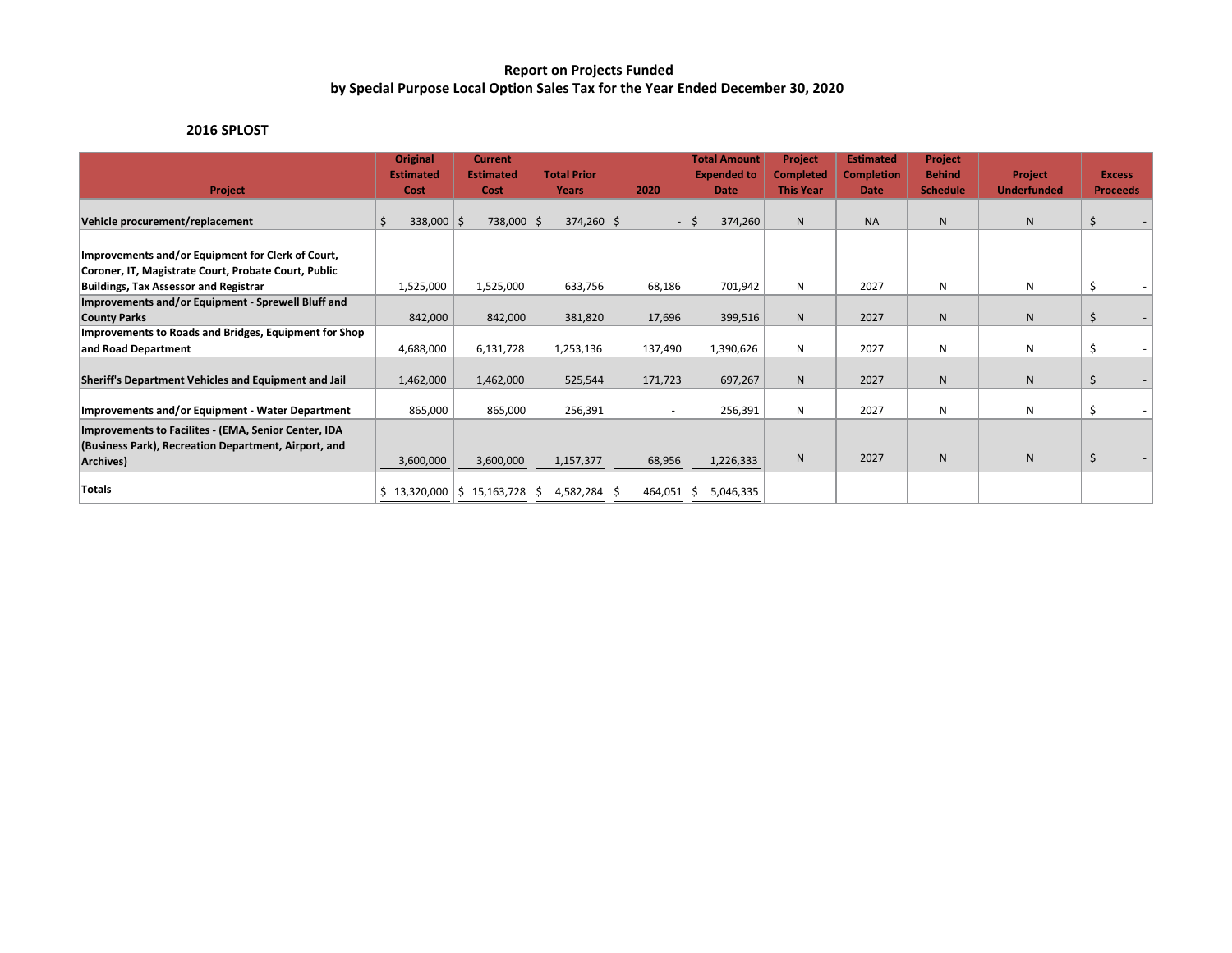# Report on Projects Funded by Special Purpose Local Option Sales Tax for the Year Ended December 30, 2020

## 2016 SPLOST

| Project | Original Estimated Cost | Current Estimated Cost | Total Prior Years | 2020 | Total Amount Expended to Date | Project Completed This Year | Estimated Completion Date | Project Behind Schedule | Project Underfunded | Excess Proceeds |
|---|---|---|---|---|---|---|---|---|---|---|
| Vehicle procurement/replacement | $ 338,000 | $ 738,000 | $ 374,260 | $ - | $ 374,260 | N | NA | N | N | $ - |
| Improvements and/or Equipment for Clerk of Court, Coroner, IT, Magistrate Court, Probate Court, Public Buildings, Tax Assessor and Registrar | 1,525,000 | 1,525,000 | 633,756 | 68,186 | 701,942 | N | 2027 | N | N | $ - |
| Improvements and/or Equipment - Sprewell Bluff and County Parks | 842,000 | 842,000 | 381,820 | 17,696 | 399,516 | N | 2027 | N | N | $ - |
| Improvements to Roads and Bridges, Equipment for Shop and Road Department | 4,688,000 | 6,131,728 | 1,253,136 | 137,490 | 1,390,626 | N | 2027 | N | N | $ - |
| Sheriff's Department Vehicles and Equipment and Jail | 1,462,000 | 1,462,000 | 525,544 | 171,723 | 697,267 | N | 2027 | N | N | $ - |
| Improvements and/or Equipment - Water Department | 865,000 | 865,000 | 256,391 | - | 256,391 | N | 2027 | N | N | $ - |
| Improvements to Facilites - (EMA, Senior Center, IDA (Business Park), Recreation Department, Airport, and Archives) | 3,600,000 | 3,600,000 | 1,157,377 | 68,956 | 1,226,333 | N | 2027 | N | N | $ - |
| Totals | $ 13,320,000 | $ 15,163,728 | $ 4,582,284 | $ 464,051 | $ 5,046,335 | | | | | |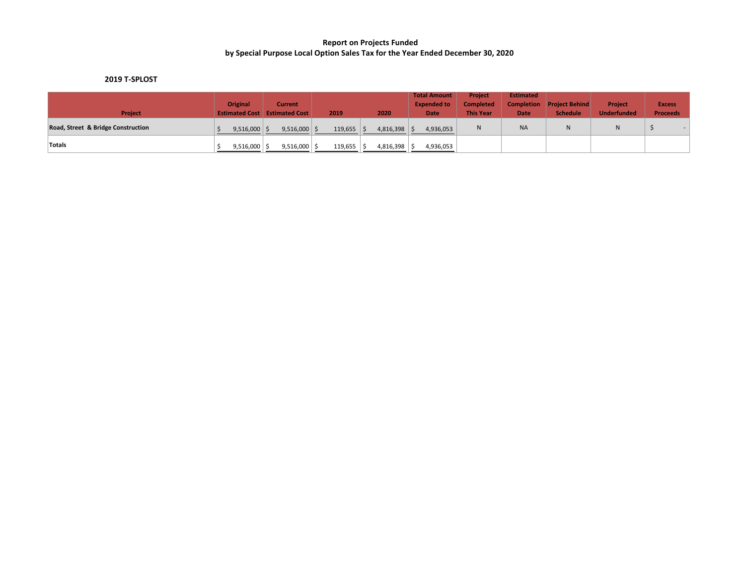**Report on Projects Funded**
**by Special Purpose Local Option Sales Tax for the Year Ended December 30, 2020**

**2019 T-SPLOST**

| Project | Original Estimated Cost | Current Estimated Cost | 2019 | 2020 | Total Amount Expended to Date | Project Completed This Year | Estimated Completion Date | Project Behind Schedule | Project Underfunded | Excess Proceeds |
|---|---|---|---|---|---|---|---|---|---|---|
| **Road, Street & Bridge Construction** | $ 9,516,000 | $ 9,516,000 | $ 119,655 | $ 4,816,398 | $ 4,936,053 | N | NA | N | N | $ - |
| **Totals** | $ 9,516,000 | $ 9,516,000 | $ 119,655 | $ 4,816,398 | $ 4,936,053 | | | | | |